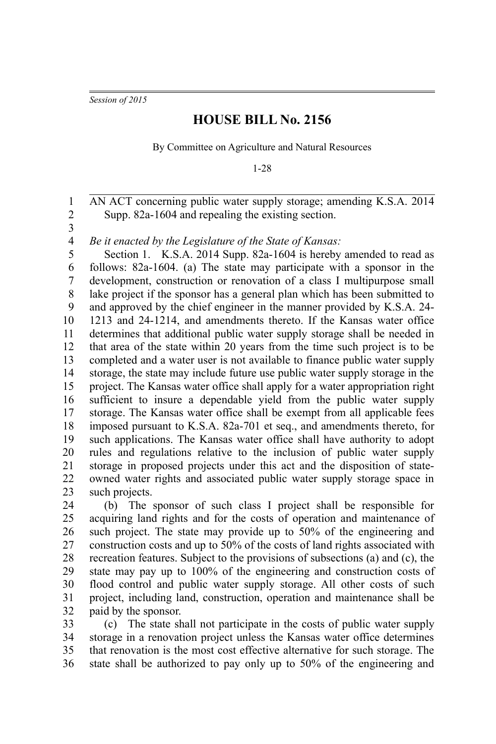*Session of 2015*

# HOUSE BILL No. 2156

By Committee on Agriculture and Natural Resources

1-28

AN ACT concerning public water supply storage; amending K.S.A. 2014 Supp. 82a-1604 and repealing the existing section.

*Be it enacted by the Legislature of the State of Kansas:*

Section 1. K.S.A. 2014 Supp. 82a-1604 is hereby amended to read as follows: 82a-1604. (a) The state may participate with a sponsor in the development, construction or renovation of a class I multipurpose small lake project if the sponsor has a general plan which has been submitted to and approved by the chief engineer in the manner provided by K.S.A. 24-1213 and 24-1214, and amendments thereto. If the Kansas water office determines that additional public water supply storage shall be needed in that area of the state within 20 years from the time such project is to be completed and a water user is not available to finance public water supply storage, the state may include future use public water supply storage in the project. The Kansas water office shall apply for a water appropriation right sufficient to insure a dependable yield from the public water supply storage. The Kansas water office shall be exempt from all applicable fees imposed pursuant to K.S.A. 82a-701 et seq., and amendments thereto, for such applications. The Kansas water office shall have authority to adopt rules and regulations relative to the inclusion of public water supply storage in proposed projects under this act and the disposition of state-owned water rights and associated public water supply storage space in such projects.

(b) The sponsor of such class I project shall be responsible for acquiring land rights and for the costs of operation and maintenance of such project. The state may provide up to 50% of the engineering and construction costs and up to 50% of the costs of land rights associated with recreation features. Subject to the provisions of subsections (a) and (c), the state may pay up to 100% of the engineering and construction costs of flood control and public water supply storage. All other costs of such project, including land, construction, operation and maintenance shall be paid by the sponsor.

(c) The state shall not participate in the costs of public water supply storage in a renovation project unless the Kansas water office determines that renovation is the most cost effective alternative for such storage. The state shall be authorized to pay only up to 50% of the engineering and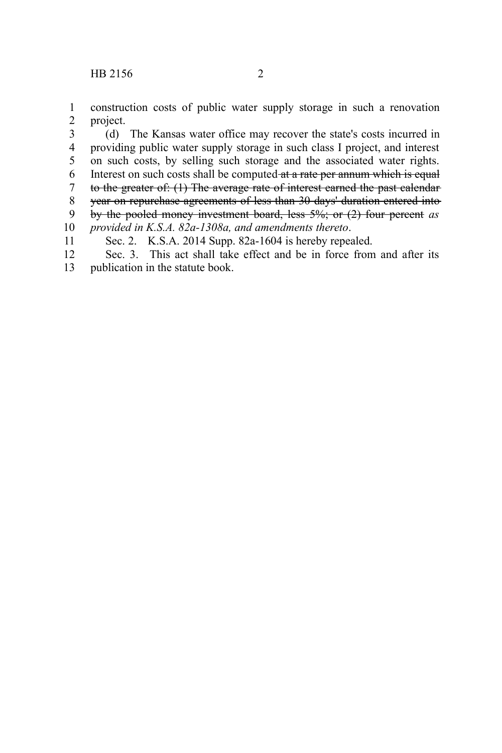construction costs of public water supply storage in such a renovation project.

(d) The Kansas water office may recover the state's costs incurred in providing public water supply storage in such class I project, and interest on such costs, by selling such storage and the associated water rights. Interest on such costs shall be computed ~~at a rate per annum which is equal to the greater of: (1) The average rate of interest earned the past calendar year on repurchase agreements of less than 30 days' duration entered into by the pooled money investment board, less 5%; or (2) four percent~~ *as provided in K.S.A. 82a-1308a, and amendments thereto*.

Sec. 2. K.S.A. 2014 Supp. 82a-1604 is hereby repealed.

Sec. 3. This act shall take effect and be in force from and after its publication in the statute book.